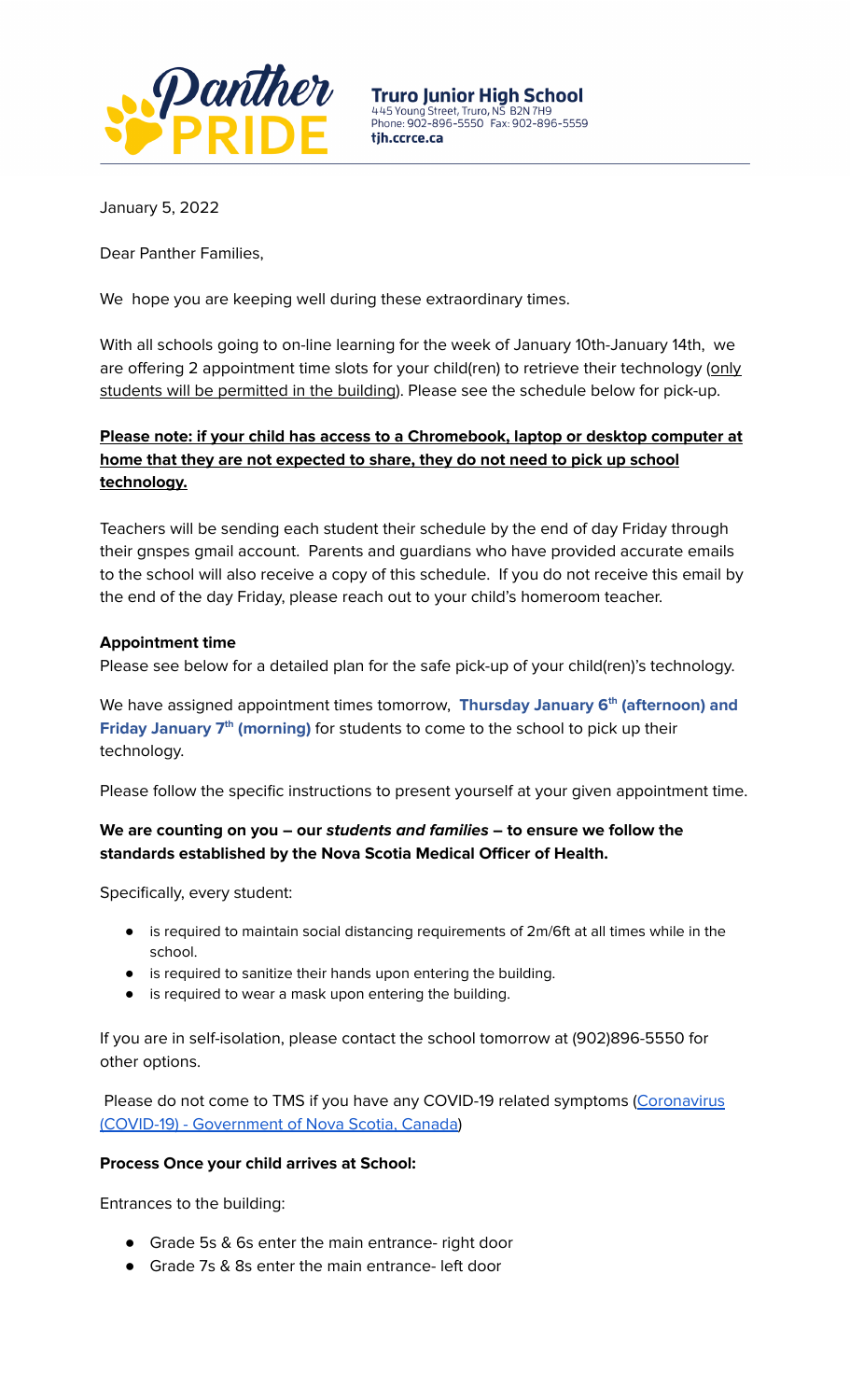**Truro Junior High School**
445 Young Street, Truro, NS B2N 7H9
Phone: 902-896-5550 Fax: 902-896-5559
**tjh.ccrce.ca**

January 5, 2022

Dear Panther Families,

We hope you are keeping well during these extraordinary times.

With all schools going to on-line learning for the week of January 10th-January 14th, we are offering 2 appointment time slots for your child(ren) to retrieve their technology (only students will be permitted in the building). Please see the schedule below for pick-up.

**Please note: if your child has access to a Chromebook, laptop or desktop computer at home that they are not expected to share, they do not need to pick up school technology.**

Teachers will be sending each student their schedule by the end of day Friday through their gnspes gmail account. Parents and guardians who have provided accurate emails to the school will also receive a copy of this schedule. If you do not receive this email by the end of the day Friday, please reach out to your child's homeroom teacher.

**Appointment time**

Please see below for a detailed plan for the safe pick-up of your child(ren)'s technology.

We have assigned appointment times tomorrow, **Thursday January 6th (afternoon) and Friday January 7th (morning)** for students to come to the school to pick up their technology.

Please follow the specific instructions to present yourself at your given appointment time.

**We are counting on you – our *students and families* – to ensure we follow the standards established by the Nova Scotia Medical Officer of Health.**

Specifically, every student:

- is required to maintain social distancing requirements of 2m/6ft at all times while in the school.
- is required to sanitize their hands upon entering the building.
- is required to wear a mask upon entering the building.

If you are in self-isolation, please contact the school tomorrow at (902)896-5550 for other options.

Please do not come to TMS if you have any COVID-19 related symptoms (Coronavirus (COVID-19) - Government of Nova Scotia, Canada)

**Process Once your child arrives at School:**

Entrances to the building:

- Grade 5s & 6s enter the main entrance- right door
- Grade 7s & 8s enter the main entrance- left door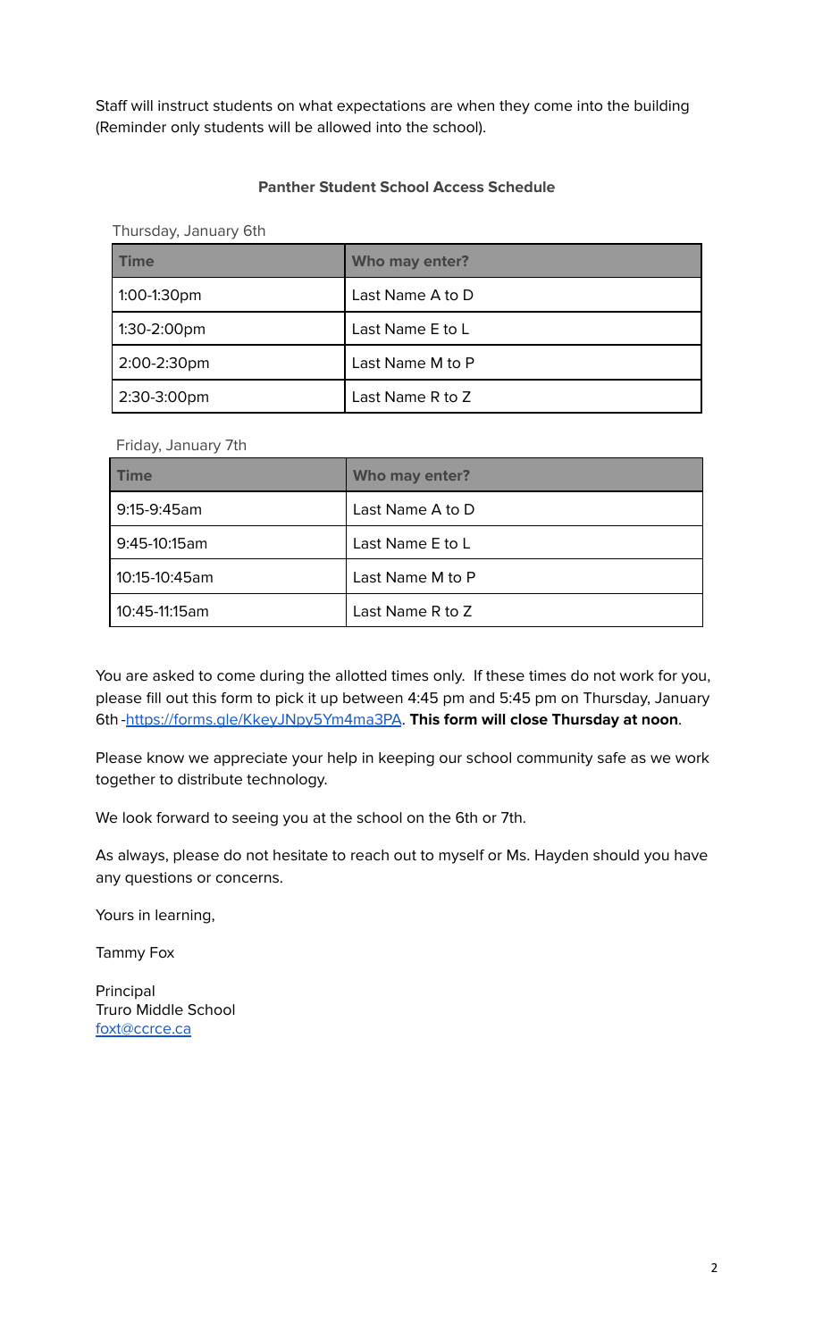Staff will instruct students on what expectations are when they come into the building (Reminder only students will be allowed into the school).

**Panther Student School Access Schedule**

Thursday, January 6th

| Time | Who may enter? |
|---|---|
| 1:00-1:30pm | Last Name A to D |
| 1:30-2:00pm | Last Name E to L |
| 2:00-2:30pm | Last Name M to P |
| 2:30-3:00pm | Last Name R to Z |

Friday, January 7th

| Time | Who may enter? |
|---|---|
| 9:15-9:45am | Last Name A to D |
| 9:45-10:15am | Last Name E to L |
| 10:15-10:45am | Last Name M to P |
| 10:45-11:15am | Last Name R to Z |

You are asked to come during the allotted times only. If these times do not work for you, please fill out this form to pick it up between 4:45 pm and 5:45 pm on Thursday, January 6th -[https://forms.gle/KkeyJNpy5Ym4ma3PA](https://forms.gle/KkeyJNpy5Ym4ma3PA). **This form will close Thursday at noon**.

Please know we appreciate your help in keeping our school community safe as we work together to distribute technology.

We look forward to seeing you at the school on the 6th or 7th.

As always, please do not hesitate to reach out to myself or Ms. Hayden should you have any questions or concerns.

Yours in learning,

Tammy Fox

Principal
Truro Middle School
[foxt@ccrce.ca](mailto:foxt@ccrce.ca)